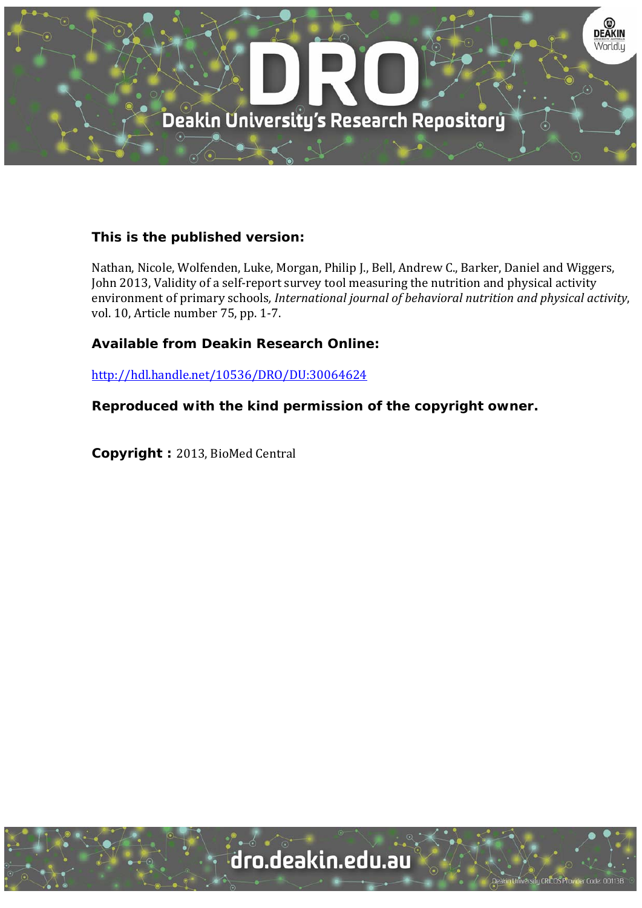**This is the published version:**

Nathan, Nicole, Wolfenden, Luke, Morgan, Philip J., Bell, Andrew C., Barker, Daniel and Wiggers, John 2013, Validity of a self-report survey tool measuring the nutrition and physical activity environment of primary schools, *International journal of behavioral nutrition and physical activity*, vol. 10, Article number 75, pp. 1-7.

**Available from Deakin Research Online:**

http://hdl.handle.net/10536/DRO/DU:30064624

**Reproduced with the kind permission of the copyright owner.**

**Copyright :** 2013, BioMed Central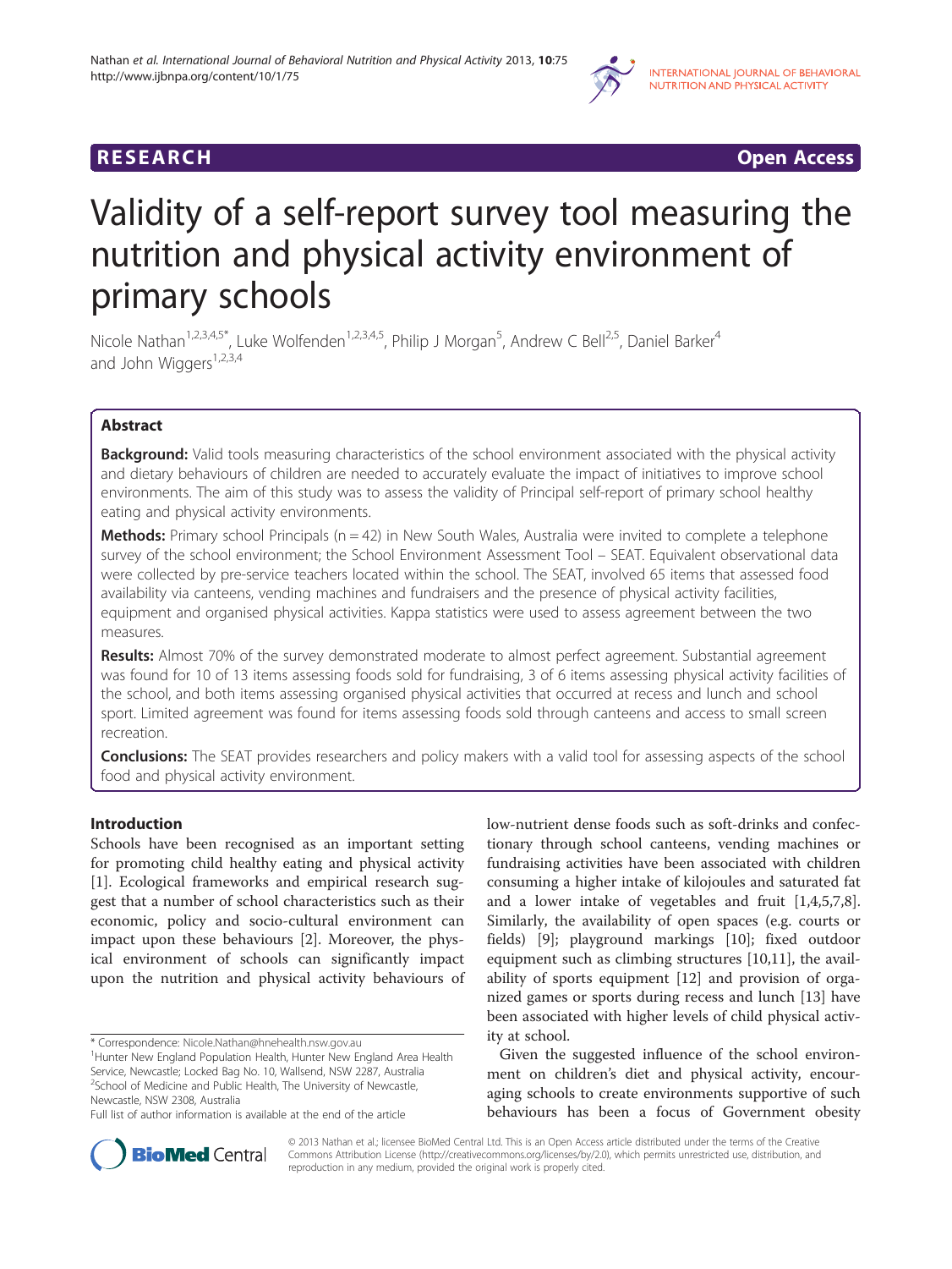# Validity of a self-report survey tool measuring the nutrition and physical activity environment of primary schools

Nicole Nathan[1,2,3,4,5*], Luke Wolfenden[1,2,3,4,5], Philip J Morgan[5], Andrew C Bell[2,5], Daniel Barker[4] and John Wiggers[1,2,3,4]

## Abstract

**Background:** Valid tools measuring characteristics of the school environment associated with the physical activity and dietary behaviours of children are needed to accurately evaluate the impact of initiatives to improve school environments. The aim of this study was to assess the validity of Principal self-report of primary school healthy eating and physical activity environments.

**Methods:** Primary school Principals (n = 42) in New South Wales, Australia were invited to complete a telephone survey of the school environment; the School Environment Assessment Tool – SEAT. Equivalent observational data were collected by pre-service teachers located within the school. The SEAT, involved 65 items that assessed food availability via canteens, vending machines and fundraisers and the presence of physical activity facilities, equipment and organised physical activities. Kappa statistics were used to assess agreement between the two measures.

**Results:** Almost 70% of the survey demonstrated moderate to almost perfect agreement. Substantial agreement was found for 10 of 13 items assessing foods sold for fundraising, 3 of 6 items assessing physical activity facilities of the school, and both items assessing organised physical activities that occurred at recess and lunch and school sport. Limited agreement was found for items assessing foods sold through canteens and access to small screen recreation.

**Conclusions:** The SEAT provides researchers and policy makers with a valid tool for assessing aspects of the school food and physical activity environment.

## Introduction

Schools have been recognised as an important setting for promoting child healthy eating and physical activity [1]. Ecological frameworks and empirical research suggest that a number of school characteristics such as their economic, policy and socio-cultural environment can impact upon these behaviours [2]. Moreover, the physical environment of schools can significantly impact upon the nutrition and physical activity behaviours of low-nutrient dense foods such as soft-drinks and confectionary through school canteens, vending machines or fundraising activities have been associated with children consuming a higher intake of kilojoules and saturated fat and a lower intake of vegetables and fruit [1,4,5,7,8]. Similarly, the availability of open spaces (e.g. courts or fields) [9]; playground markings [10]; fixed outdoor equipment such as climbing structures [10,11], the availability of sports equipment [12] and provision of organized games or sports during recess and lunch [13] have been associated with higher levels of child physical activity at school.

Given the suggested influence of the school environment on children's diet and physical activity, encouraging schools to create environments supportive of such behaviours has been a focus of Government obesity

\* Correspondence: Nicole.Nathan@hnehealth.nsw.gov.au

[1]Hunter New England Population Health, Hunter New England Area Health Service, Newcastle; Locked Bag No. 10, Wallsend, NSW 2287, Australia

[2]School of Medicine and Public Health, The University of Newcastle, Newcastle, NSW 2308, Australia

Full list of author information is available at the end of the article

© 2013 Nathan et al.; licensee BioMed Central Ltd. This is an Open Access article distributed under the terms of the Creative Commons Attribution License (http://creativecommons.org/licenses/by/2.0), which permits unrestricted use, distribution, and reproduction in any medium, provided the original work is properly cited.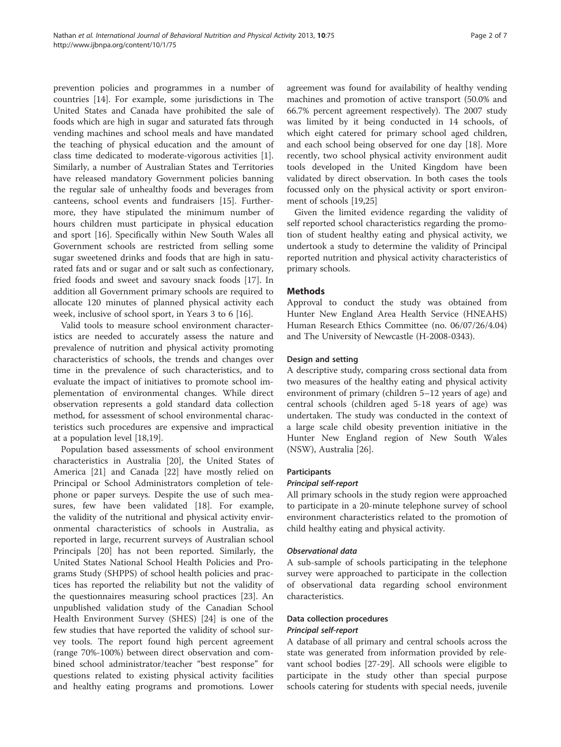prevention policies and programmes in a number of countries [14]. For example, some jurisdictions in The United States and Canada have prohibited the sale of foods which are high in sugar and saturated fats through vending machines and school meals and have mandated the teaching of physical education and the amount of class time dedicated to moderate-vigorous activities [1]. Similarly, a number of Australian States and Territories have released mandatory Government policies banning the regular sale of unhealthy foods and beverages from canteens, school events and fundraisers [15]. Furthermore, they have stipulated the minimum number of hours children must participate in physical education and sport [16]. Specifically within New South Wales all Government schools are restricted from selling some sugar sweetened drinks and foods that are high in saturated fats and or sugar and or salt such as confectionary, fried foods and sweet and savoury snack foods [17]. In addition all Government primary schools are required to allocate 120 minutes of planned physical activity each week, inclusive of school sport, in Years 3 to 6 [16].

Valid tools to measure school environment characteristics are needed to accurately assess the nature and prevalence of nutrition and physical activity promoting characteristics of schools, the trends and changes over time in the prevalence of such characteristics, and to evaluate the impact of initiatives to promote school implementation of environmental changes. While direct observation represents a gold standard data collection method, for assessment of school environmental characteristics such procedures are expensive and impractical at a population level [18,19].

Population based assessments of school environment characteristics in Australia [20], the United States of America [21] and Canada [22] have mostly relied on Principal or School Administrators completion of telephone or paper surveys. Despite the use of such measures, few have been validated [18]. For example, the validity of the nutritional and physical activity environmental characteristics of schools in Australia, as reported in large, recurrent surveys of Australian school Principals [20] has not been reported. Similarly, the United States National School Health Policies and Programs Study (SHPPS) of school health policies and practices has reported the reliability but not the validity of the questionnaires measuring school practices [23]. An unpublished validation study of the Canadian School Health Environment Survey (SHES) [24] is one of the few studies that have reported the validity of school survey tools. The report found high percent agreement (range 70%-100%) between direct observation and combined school administrator/teacher "best response" for questions related to existing physical activity facilities and healthy eating programs and promotions. Lower agreement was found for availability of healthy vending machines and promotion of active transport (50.0% and 66.7% percent agreement respectively). The 2007 study was limited by it being conducted in 14 schools, of which eight catered for primary school aged children, and each school being observed for one day [18]. More recently, two school physical activity environment audit tools developed in the United Kingdom have been validated by direct observation. In both cases the tools focussed only on the physical activity or sport environment of schools [19,25]

Given the limited evidence regarding the validity of self reported school characteristics regarding the promotion of student healthy eating and physical activity, we undertook a study to determine the validity of Principal reported nutrition and physical activity characteristics of primary schools.

## Methods

Approval to conduct the study was obtained from Hunter New England Area Health Service (HNEAHS) Human Research Ethics Committee (no. 06/07/26/4.04) and The University of Newcastle (H-2008-0343).

### Design and setting

A descriptive study, comparing cross sectional data from two measures of the healthy eating and physical activity environment of primary (children 5–12 years of age) and central schools (children aged 5-18 years of age) was undertaken. The study was conducted in the context of a large scale child obesity prevention initiative in the Hunter New England region of New South Wales (NSW), Australia [26].

### Participants

#### *Principal self-report*

All primary schools in the study region were approached to participate in a 20-minute telephone survey of school environment characteristics related to the promotion of child healthy eating and physical activity.

#### *Observational data*

A sub-sample of schools participating in the telephone survey were approached to participate in the collection of observational data regarding school environment characteristics.

### Data collection procedures

#### *Principal self-report*

A database of all primary and central schools across the state was generated from information provided by relevant school bodies [27-29]. All schools were eligible to participate in the study other than special purpose schools catering for students with special needs, juvenile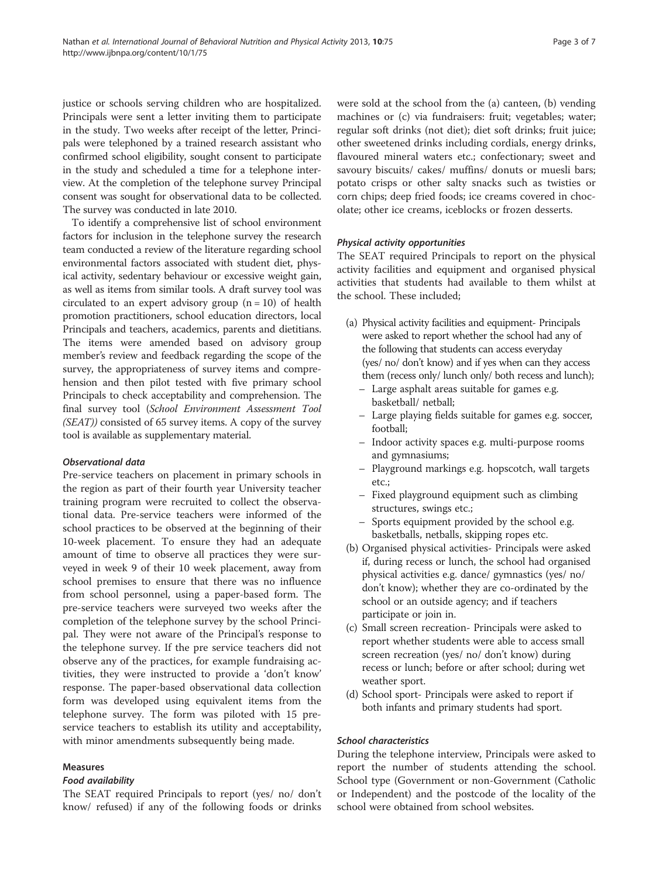justice or schools serving children who are hospitalized. Principals were sent a letter inviting them to participate in the study. Two weeks after receipt of the letter, Principals were telephoned by a trained research assistant who confirmed school eligibility, sought consent to participate in the study and scheduled a time for a telephone interview. At the completion of the telephone survey Principal consent was sought for observational data to be collected. The survey was conducted in late 2010.

To identify a comprehensive list of school environment factors for inclusion in the telephone survey the research team conducted a review of the literature regarding school environmental factors associated with student diet, physical activity, sedentary behaviour or excessive weight gain, as well as items from similar tools. A draft survey tool was circulated to an expert advisory group (n = 10) of health promotion practitioners, school education directors, local Principals and teachers, academics, parents and dietitians. The items were amended based on advisory group member's review and feedback regarding the scope of the survey, the appropriateness of survey items and comprehension and then pilot tested with five primary school Principals to check acceptability and comprehension. The final survey tool (*School Environment Assessment Tool (SEAT)*) consisted of 65 survey items. A copy of the survey tool is available as supplementary material.

#### *Observational data*

Pre-service teachers on placement in primary schools in the region as part of their fourth year University teacher training program were recruited to collect the observational data. Pre-service teachers were informed of the school practices to be observed at the beginning of their 10-week placement. To ensure they had an adequate amount of time to observe all practices they were surveyed in week 9 of their 10 week placement, away from school premises to ensure that there was no influence from school personnel, using a paper-based form. The pre-service teachers were surveyed two weeks after the completion of the telephone survey by the school Principal. They were not aware of the Principal's response to the telephone survey. If the pre service teachers did not observe any of the practices, for example fundraising activities, they were instructed to provide a 'don't know' response. The paper-based observational data collection form was developed using equivalent items from the telephone survey. The form was piloted with 15 pre-service teachers to establish its utility and acceptability, with minor amendments subsequently being made.

### Measures

#### *Food availability*

The SEAT required Principals to report (yes/ no/ don't know/ refused) if any of the following foods or drinks were sold at the school from the (a) canteen, (b) vending machines or (c) via fundraisers: fruit; vegetables; water; regular soft drinks (not diet); diet soft drinks; fruit juice; other sweetened drinks including cordials, energy drinks, flavoured mineral waters etc.; confectionary; sweet and savoury biscuits/ cakes/ muffins/ donuts or muesli bars; potato crisps or other salty snacks such as twisties or corn chips; deep fried foods; ice creams covered in chocolate; other ice creams, iceblocks or frozen desserts.

#### *Physical activity opportunities*

The SEAT required Principals to report on the physical activity facilities and equipment and organised physical activities that students had available to them whilst at the school. These included;

(a) Physical activity facilities and equipment- Principals were asked to report whether the school had any of the following that students can access everyday (yes/ no/ don't know) and if yes when can they access them (recess only/ lunch only/ both recess and lunch);
   - Large asphalt areas suitable for games e.g. basketball/ netball;
   - Large playing fields suitable for games e.g. soccer, football;
   - Indoor activity spaces e.g. multi-purpose rooms and gymnasiums;
   - Playground markings e.g. hopscotch, wall targets etc.;
   - Fixed playground equipment such as climbing structures, swings etc.;
   - Sports equipment provided by the school e.g. basketballs, netballs, skipping ropes etc.
(b) Organised physical activities- Principals were asked if, during recess or lunch, the school had organised physical activities e.g. dance/ gymnastics (yes/ no/ don't know); whether they are co-ordinated by the school or an outside agency; and if teachers participate or join in.
(c) Small screen recreation- Principals were asked to report whether students were able to access small screen recreation (yes/ no/ don't know) during recess or lunch; before or after school; during wet weather sport.
(d) School sport- Principals were asked to report if both infants and primary students had sport.

#### *School characteristics*

During the telephone interview, Principals were asked to report the number of students attending the school. School type (Government or non-Government (Catholic or Independent) and the postcode of the locality of the school were obtained from school websites.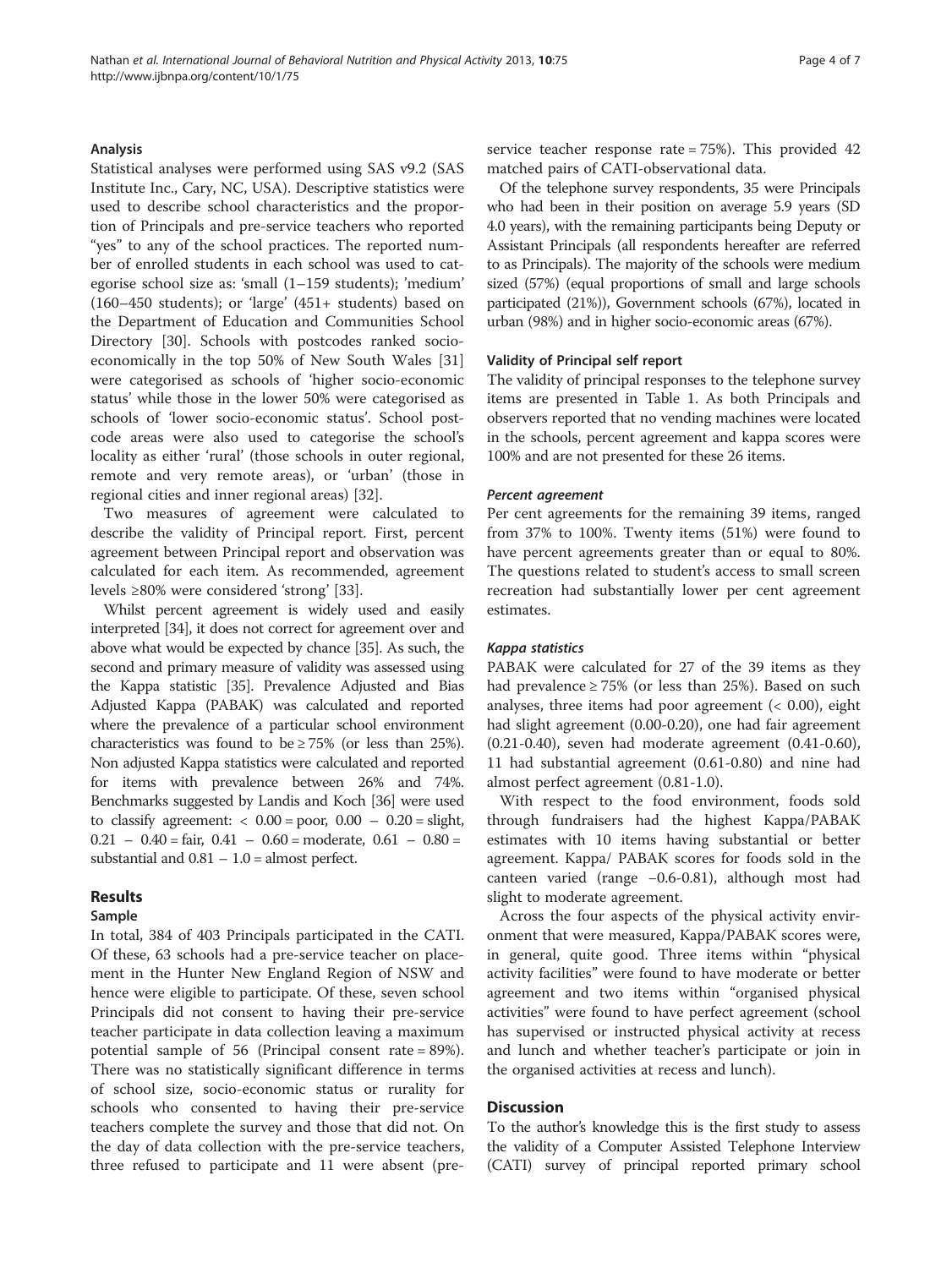### Analysis

Statistical analyses were performed using SAS v9.2 (SAS Institute Inc., Cary, NC, USA). Descriptive statistics were used to describe school characteristics and the proportion of Principals and pre-service teachers who reported "yes" to any of the school practices. The reported number of enrolled students in each school was used to categorise school size as: 'small (1–159 students); 'medium' (160–450 students); or 'large' (451+ students) based on the Department of Education and Communities School Directory [30]. Schools with postcodes ranked socio-economically in the top 50% of New South Wales [31] were categorised as schools of 'higher socio-economic status' while those in the lower 50% were categorised as schools of 'lower socio-economic status'. School postcode areas were also used to categorise the school's locality as either 'rural' (those schools in outer regional, remote and very remote areas), or 'urban' (those in regional cities and inner regional areas) [32].

Two measures of agreement were calculated to describe the validity of Principal report. First, percent agreement between Principal report and observation was calculated for each item. As recommended, agreement levels ≥80% were considered 'strong' [33].

Whilst percent agreement is widely used and easily interpreted [34], it does not correct for agreement over and above what would be expected by chance [35]. As such, the second and primary measure of validity was assessed using the Kappa statistic [35]. Prevalence Adjusted and Bias Adjusted Kappa (PABAK) was calculated and reported where the prevalence of a particular school environment characteristics was found to be ≥ 75% (or less than 25%). Non adjusted Kappa statistics were calculated and reported for items with prevalence between 26% and 74%. Benchmarks suggested by Landis and Koch [36] were used to classify agreement: < 0.00 = poor, 0.00 – 0.20 = slight, 0.21 – 0.40 = fair, 0.41 – 0.60 = moderate, 0.61 – 0.80 = substantial and 0.81 – 1.0 = almost perfect.

## Results

### Sample

In total, 384 of 403 Principals participated in the CATI. Of these, 63 schools had a pre-service teacher on placement in the Hunter New England Region of NSW and hence were eligible to participate. Of these, seven school Principals did not consent to having their pre-service teacher participate in data collection leaving a maximum potential sample of 56 (Principal consent rate = 89%). There was no statistically significant difference in terms of school size, socio-economic status or rurality for schools who consented to having their pre-service teachers complete the survey and those that did not. On the day of data collection with the pre-service teachers, three refused to participate and 11 were absent (pre-service teacher response rate = 75%). This provided 42 matched pairs of CATI-observational data.

Of the telephone survey respondents, 35 were Principals who had been in their position on average 5.9 years (SD 4.0 years), with the remaining participants being Deputy or Assistant Principals (all respondents hereafter are referred to as Principals). The majority of the schools were medium sized (57%) (equal proportions of small and large schools participated (21%)), Government schools (67%), located in urban (98%) and in higher socio-economic areas (67%).

### Validity of Principal self report

The validity of principal responses to the telephone survey items are presented in Table 1. As both Principals and observers reported that no vending machines were located in the schools, percent agreement and kappa scores were 100% and are not presented for these 26 items.

#### *Percent agreement*

Per cent agreements for the remaining 39 items, ranged from 37% to 100%. Twenty items (51%) were found to have percent agreements greater than or equal to 80%. The questions related to student's access to small screen recreation had substantially lower per cent agreement estimates.

#### *Kappa statistics*

PABAK were calculated for 27 of the 39 items as they had prevalence ≥ 75% (or less than 25%). Based on such analyses, three items had poor agreement (< 0.00), eight had slight agreement (0.00-0.20), one had fair agreement (0.21-0.40), seven had moderate agreement (0.41-0.60), 11 had substantial agreement (0.61-0.80) and nine had almost perfect agreement (0.81-1.0).

With respect to the food environment, foods sold through fundraisers had the highest Kappa/PABAK estimates with 10 items having substantial or better agreement. Kappa/ PABAK scores for foods sold in the canteen varied (range −0.6-0.81), although most had slight to moderate agreement.

Across the four aspects of the physical activity environment that were measured, Kappa/PABAK scores were, in general, quite good. Three items within "physical activity facilities" were found to have moderate or better agreement and two items within "organised physical activities" were found to have perfect agreement (school has supervised or instructed physical activity at recess and lunch and whether teacher's participate or join in the organised activities at recess and lunch).

## Discussion

To the author's knowledge this is the first study to assess the validity of a Computer Assisted Telephone Interview (CATI) survey of principal reported primary school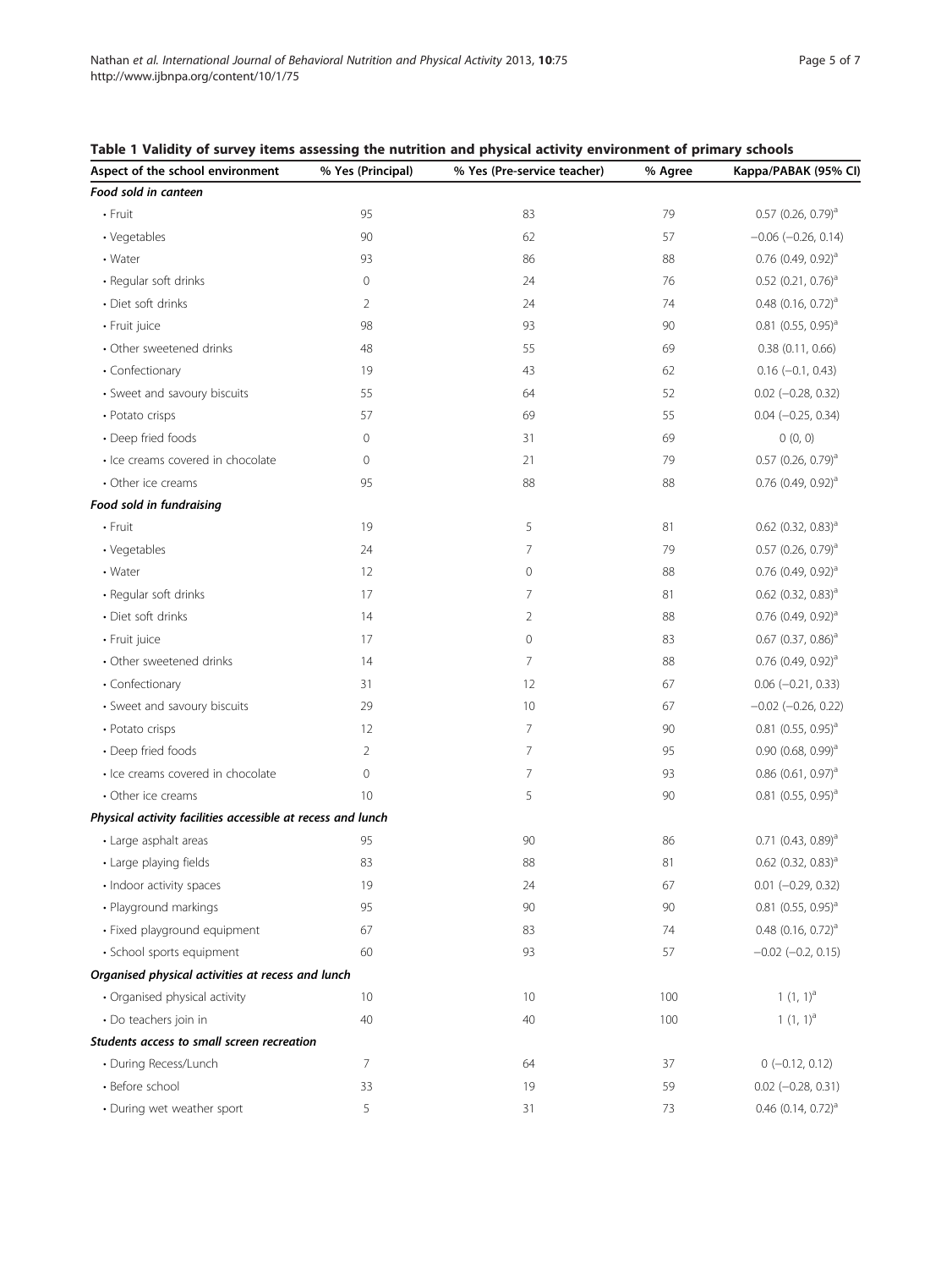**Table 1 Validity of survey items assessing the nutrition and physical activity environment of primary schools**

| Aspect of the school environment | % Yes (Principal) | % Yes (Pre-service teacher) | % Agree | Kappa/PABAK (95% CI) |
|---|---|---|---|---|
| ***Food sold in canteen*** | | | | |
| • Fruit | 95 | 83 | 79 | 0.57 (0.26, 0.79)[a] |
| • Vegetables | 90 | 62 | 57 | −0.06 (−0.26, 0.14) |
| • Water | 93 | 86 | 88 | 0.76 (0.49, 0.92)[a] |
| • Regular soft drinks | 0 | 24 | 76 | 0.52 (0.21, 0.76)[a] |
| • Diet soft drinks | 2 | 24 | 74 | 0.48 (0.16, 0.72)[a] |
| • Fruit juice | 98 | 93 | 90 | 0.81 (0.55, 0.95)[a] |
| • Other sweetened drinks | 48 | 55 | 69 | 0.38 (0.11, 0.66) |
| • Confectionary | 19 | 43 | 62 | 0.16 (−0.1, 0.43) |
| • Sweet and savoury biscuits | 55 | 64 | 52 | 0.02 (−0.28, 0.32) |
| • Potato crisps | 57 | 69 | 55 | 0.04 (−0.25, 0.34) |
| • Deep fried foods | 0 | 31 | 69 | 0 (0, 0) |
| • Ice creams covered in chocolate | 0 | 21 | 79 | 0.57 (0.26, 0.79)[a] |
| • Other ice creams | 95 | 88 | 88 | 0.76 (0.49, 0.92)[a] |
| ***Food sold in fundraising*** | | | | |
| • Fruit | 19 | 5 | 81 | 0.62 (0.32, 0.83)[a] |
| • Vegetables | 24 | 7 | 79 | 0.57 (0.26, 0.79)[a] |
| • Water | 12 | 0 | 88 | 0.76 (0.49, 0.92)[a] |
| • Regular soft drinks | 17 | 7 | 81 | 0.62 (0.32, 0.83)[a] |
| • Diet soft drinks | 14 | 2 | 88 | 0.76 (0.49, 0.92)[a] |
| • Fruit juice | 17 | 0 | 83 | 0.67 (0.37, 0.86)[a] |
| • Other sweetened drinks | 14 | 7 | 88 | 0.76 (0.49, 0.92)[a] |
| • Confectionary | 31 | 12 | 67 | 0.06 (−0.21, 0.33) |
| • Sweet and savoury biscuits | 29 | 10 | 67 | −0.02 (−0.26, 0.22) |
| • Potato crisps | 12 | 7 | 90 | 0.81 (0.55, 0.95)[a] |
| • Deep fried foods | 2 | 7 | 95 | 0.90 (0.68, 0.99)[a] |
| • Ice creams covered in chocolate | 0 | 7 | 93 | 0.86 (0.61, 0.97)[a] |
| • Other ice creams | 10 | 5 | 90 | 0.81 (0.55, 0.95)[a] |
| ***Physical activity facilities accessible at recess and lunch*** | | | | |
| • Large asphalt areas | 95 | 90 | 86 | 0.71 (0.43, 0.89)[a] |
| • Large playing fields | 83 | 88 | 81 | 0.62 (0.32, 0.83)[a] |
| • Indoor activity spaces | 19 | 24 | 67 | 0.01 (−0.29, 0.32) |
| • Playground markings | 95 | 90 | 90 | 0.81 (0.55, 0.95)[a] |
| • Fixed playground equipment | 67 | 83 | 74 | 0.48 (0.16, 0.72)[a] |
| • School sports equipment | 60 | 93 | 57 | −0.02 (−0.2, 0.15) |
| ***Organised physical activities at recess and lunch*** | | | | |
| • Organised physical activity | 10 | 10 | 100 | 1 (1, 1)[a] |
| • Do teachers join in | 40 | 40 | 100 | 1 (1, 1)[a] |
| ***Students access to small screen recreation*** | | | | |
| • During Recess/Lunch | 7 | 64 | 37 | 0 (−0.12, 0.12) |
| • Before school | 33 | 19 | 59 | 0.02 (−0.28, 0.31) |
| • During wet weather sport | 5 | 31 | 73 | 0.46 (0.14, 0.72)[a] |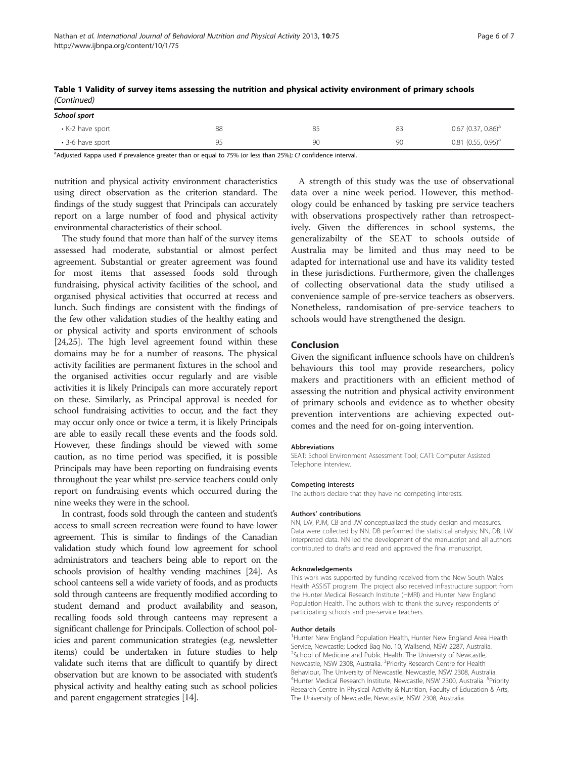**Table 1 Validity of survey items assessing the nutrition and physical activity environment of primary schools** *(Continued)*

| | | | | |
|---|---|---|---|---|
| ***School sport*** | | | | |
| • K-2 have sport | 88 | 85 | 83 | 0.67 (0.37, 0.86)[a] |
| • 3-6 have sport | 95 | 90 | 90 | 0.81 (0.55, 0.95)[a] |

[a]Adjusted Kappa used if prevalence greater than or equal to 75% (or less than 25%); *CI* confidence interval.

nutrition and physical activity environment characteristics using direct observation as the criterion standard. The findings of the study suggest that Principals can accurately report on a large number of food and physical activity environmental characteristics of their school.

The study found that more than half of the survey items assessed had moderate, substantial or almost perfect agreement. Substantial or greater agreement was found for most items that assessed foods sold through fundraising, physical activity facilities of the school, and organised physical activities that occurred at recess and lunch. Such findings are consistent with the findings of the few other validation studies of the healthy eating and or physical activity and sports environment of schools [24,25]. The high level agreement found within these domains may be for a number of reasons. The physical activity facilities are permanent fixtures in the school and the organised activities occur regularly and are visible activities it is likely Principals can more accurately report on these. Similarly, as Principal approval is needed for school fundraising activities to occur, and the fact they may occur only once or twice a term, it is likely Principals are able to easily recall these events and the foods sold. However, these findings should be viewed with some caution, as no time period was specified, it is possible Principals may have been reporting on fundraising events throughout the year whilst pre-service teachers could only report on fundraising events which occurred during the nine weeks they were in the school.

In contrast, foods sold through the canteen and student's access to small screen recreation were found to have lower agreement. This is similar to findings of the Canadian validation study which found low agreement for school administrators and teachers being able to report on the schools provision of healthy vending machines [24]. As school canteens sell a wide variety of foods, and as products sold through canteens are frequently modified according to student demand and product availability and season, recalling foods sold through canteens may represent a significant challenge for Principals. Collection of school policies and parent communication strategies (e.g. newsletter items) could be undertaken in future studies to help validate such items that are difficult to quantify by direct observation but are known to be associated with student's physical activity and healthy eating such as school policies and parent engagement strategies [14].

A strength of this study was the use of observational data over a nine week period. However, this methodology could be enhanced by tasking pre service teachers with observations prospectively rather than retrospectively. Given the differences in school systems, the generalizabilty of the SEAT to schools outside of Australia may be limited and thus may need to be adapted for international use and have its validity tested in these jurisdictions. Furthermore, given the challenges of collecting observational data the study utilised a convenience sample of pre-service teachers as observers. Nonetheless, randomisation of pre-service teachers to schools would have strengthened the design.

## Conclusion

Given the significant influence schools have on children's behaviours this tool may provide researchers, policy makers and practitioners with an efficient method of assessing the nutrition and physical activity environment of primary schools and evidence as to whether obesity prevention interventions are achieving expected outcomes and the need for on-going intervention.

#### Abbreviations

SEAT: School Environment Assessment Tool; CATI: Computer Assisted Telephone Interview.

#### Competing interests

The authors declare that they have no competing interests.

#### Authors' contributions

NN, LW, PJM, CB and JW conceptualized the study design and measures. Data were collected by NN. DB performed the statistical analysis; NN, DB, LW interpreted data. NN led the development of the manuscript and all authors contributed to drafts and read and approved the final manuscript.

#### Acknowledgements

This work was supported by funding received from the New South Wales Health ASSIST program. The project also received infrastructure support from the Hunter Medical Research Institute (HMRI) and Hunter New England Population Health. The authors wish to thank the survey respondents of participating schools and pre-service teachers.

#### Author details

[1]Hunter New England Population Health, Hunter New England Area Health Service, Newcastle; Locked Bag No. 10, Wallsend, NSW 2287, Australia. [2]School of Medicine and Public Health, The University of Newcastle, Newcastle, NSW 2308, Australia. [3]Priority Research Centre for Health Behaviour, The University of Newcastle, Newcastle, NSW 2308, Australia. [4]Hunter Medical Research Institute, Newcastle, NSW 2300, Australia. [5]Priority Research Centre in Physical Activity & Nutrition, Faculty of Education & Arts, The University of Newcastle, Newcastle, NSW 2308, Australia.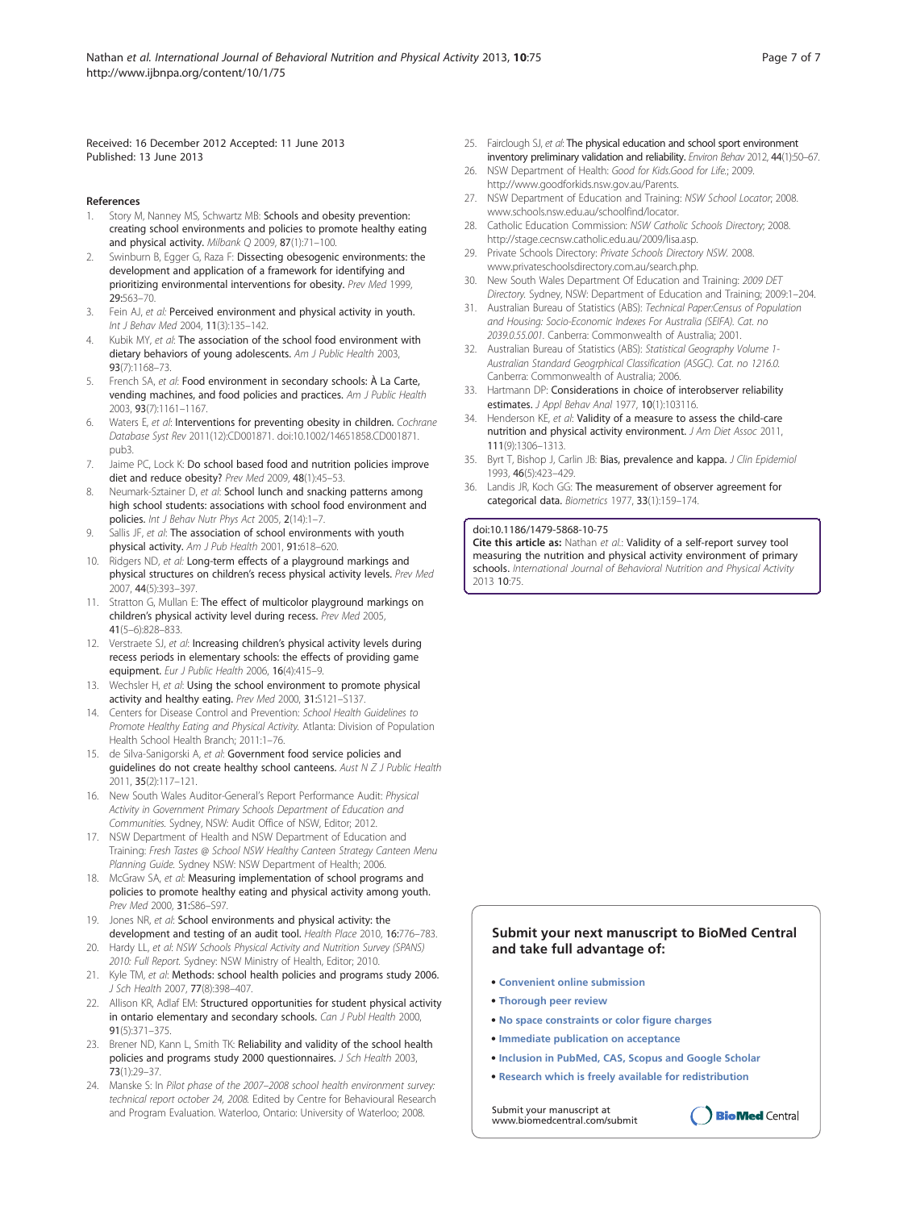Received: 16 December 2012 Accepted: 11 June 2013
Published: 13 June 2013

## References

1. Story M, Nanney MS, Schwartz MB: **Schools and obesity prevention: creating school environments and policies to promote healthy eating and physical activity.** *Milbank Q* 2009, **87**(1):71–100.
2. Swinburn B, Egger G, Raza F: **Dissecting obesogenic environments: the development and application of a framework for identifying and prioritizing environmental interventions for obesity.** *Prev Med* 1999, **29**:563–70.
3. Fein AJ, *et al*: **Perceived environment and physical activity in youth.** *Int J Behav Med* 2004, **11**(3):135–142.
4. Kubik MY, *et al*: **The association of the school food environment with dietary behaviors of young adolescents.** *Am J Public Health* 2003, **93**(7):1168–73.
5. French SA, *et al*: **Food environment in secondary schools: À La Carte, vending machines, and food policies and practices.** *Am J Public Health* 2003, **93**(7):1161–1167.
6. Waters E, *et al*: **Interventions for preventing obesity in children.** *Cochrane Database Syst Rev* 2011(12):CD001871. doi:10.1002/14651858.CD001871.pub3.
7. Jaime PC, Lock K: **Do school based food and nutrition policies improve diet and reduce obesity?** *Prev Med* 2009, **48**(1):45–53.
8. Neumark-Sztainer D, *et al*: **School lunch and snacking patterns among high school students: associations with school food environment and policies.** *Int J Behav Nutr Phys Act* 2005, **2**(14):1–7.
9. Sallis JF, *et al*: **The association of school environments with youth physical activity.** *Am J Pub Health* 2001, **91**:618–620.
10. Ridgers ND, *et al*: **Long-term effects of a playground markings and physical structures on children's recess physical activity levels.** *Prev Med* 2007, **44**(5):393–397.
11. Stratton G, Mullan E: **The effect of multicolor playground markings on children's physical activity level during recess.** *Prev Med* 2005, **41**(5–6):828–833.
12. Verstraete SJ, *et al*: **Increasing children's physical activity levels during recess periods in elementary schools: the effects of providing game equipment.** *Eur J Public Health* 2006, **16**(4):415–9.
13. Wechsler H, *et al*: **Using the school environment to promote physical activity and healthy eating.** *Prev Med* 2000, **31**:S121–S137.
14. Centers for Disease Control and Prevention: *School Health Guidelines to Promote Healthy Eating and Physical Activity.* Atlanta: Division of Population Health School Health Branch; 2011:1–76.
15. de Silva-Sanigorski A, *et al*: **Government food service policies and guidelines do not create healthy school canteens.** *Aust N Z J Public Health* 2011, **35**(2):117–121.
16. New South Wales Auditor-General's Report Performance Audit: *Physical Activity in Government Primary Schools Department of Education and Communities.* Sydney, NSW: Audit Office of NSW, Editor; 2012.
17. NSW Department of Health and NSW Department of Education and Training: *Fresh Tastes @ School NSW Healthy Canteen Strategy Canteen Menu Planning Guide.* Sydney NSW: NSW Department of Health; 2006.
18. McGraw SA, *et al*: **Measuring implementation of school programs and policies to promote healthy eating and physical activity among youth.** *Prev Med* 2000, **31**:S86–S97.
19. Jones NR, *et al*: **School environments and physical activity: the development and testing of an audit tool.** *Health Place* 2010, **16**:776–783.
20. Hardy LL, *et al*: *NSW Schools Physical Activity and Nutrition Survey (SPANS) 2010: Full Report.* Sydney: NSW Ministry of Health, Editor; 2010.
21. Kyle TM, *et al*: **Methods: school health policies and programs study 2006.** *J Sch Health* 2007, **77**(8):398–407.
22. Allison KR, Adlaf EM: **Structured opportunities for student physical activity in ontario elementary and secondary schools.** *Can J Publ Health* 2000, **91**(5):371–375.
23. Brener ND, Kann L, Smith TK: **Reliability and validity of the school health policies and programs study 2000 questionnaires.** *J Sch Health* 2003, **73**(1):29–37.
24. Manske S: In *Pilot phase of the 2007–2008 school health environment survey: technical report october 24, 2008.* Edited by Centre for Behavioural Research and Program Evaluation. Waterloo, Ontario: University of Waterloo; 2008.
25. Fairclough SJ, *et al*: **The physical education and school sport environment inventory preliminary validation and reliability.** *Environ Behav* 2012, **44**(1):50–67.
26. NSW Department of Health: *Good for Kids.Good for Life.*; 2009. http://www.goodforkids.nsw.gov.au/Parents.
27. NSW Department of Education and Training: *NSW School Locator*; 2008. www.schools.nsw.edu.au/schoolfind/locator.
28. Catholic Education Commission: *NSW Catholic Schools Directory*; 2008. http://stage.cecnsw.catholic.edu.au/2009/lisa.asp.
29. Private Schools Directory: *Private Schools Directory NSW.* 2008. www.privateschoolsdirectory.com.au/search.php.
30. New South Wales Department Of Education and Training: *2009 DET Directory.* Sydney, NSW: Department of Education and Training; 2009:1–204.
31. Australian Bureau of Statistics (ABS): *Technical Paper:Census of Population and Housing: Socio-Economic Indexes For Australia (SEIFA). Cat. no 2039.0.55.001.* Canberra: Commonwealth of Australia; 2001.
32. Australian Bureau of Statistics (ABS): *Statistical Geography Volume 1- Australian Standard Geogrphical Classification (ASGC). Cat. no 1216.0.* Canberra: Commonwealth of Australia; 2006.
33. Hartmann DP: **Considerations in choice of interobserver reliability estimates.** *J Appl Behav Anal* 1977, **10**(1):103116.
34. Henderson KE, *et al*: **Validity of a measure to assess the child-care nutrition and physical activity environment.** *J Am Diet Assoc* 2011, **111**(9):1306–1313.
35. Byrt T, Bishop J, Carlin JB: **Bias, prevalence and kappa.** *J Clin Epidemiol* 1993, **46**(5):423–429.
36. Landis JR, Koch GG: **The measurement of observer agreement for categorical data.** *Biometrics* 1977, **33**(1):159–174.

doi:10.1186/1479-5868-10-75
**Cite this article as:** Nathan *et al.*: **Validity of a self-report survey tool measuring the nutrition and physical activity environment of primary schools.** *International Journal of Behavioral Nutrition and Physical Activity* 2013 **10**:75.

**Submit your next manuscript to BioMed Central and take full advantage of:**

- **Convenient online submission**
- **Thorough peer review**
- **No space constraints or color figure charges**
- **Immediate publication on acceptance**
- **Inclusion in PubMed, CAS, Scopus and Google Scholar**
- **Research which is freely available for redistribution**

Submit your manuscript at www.biomedcentral.com/submit

BioMed Central